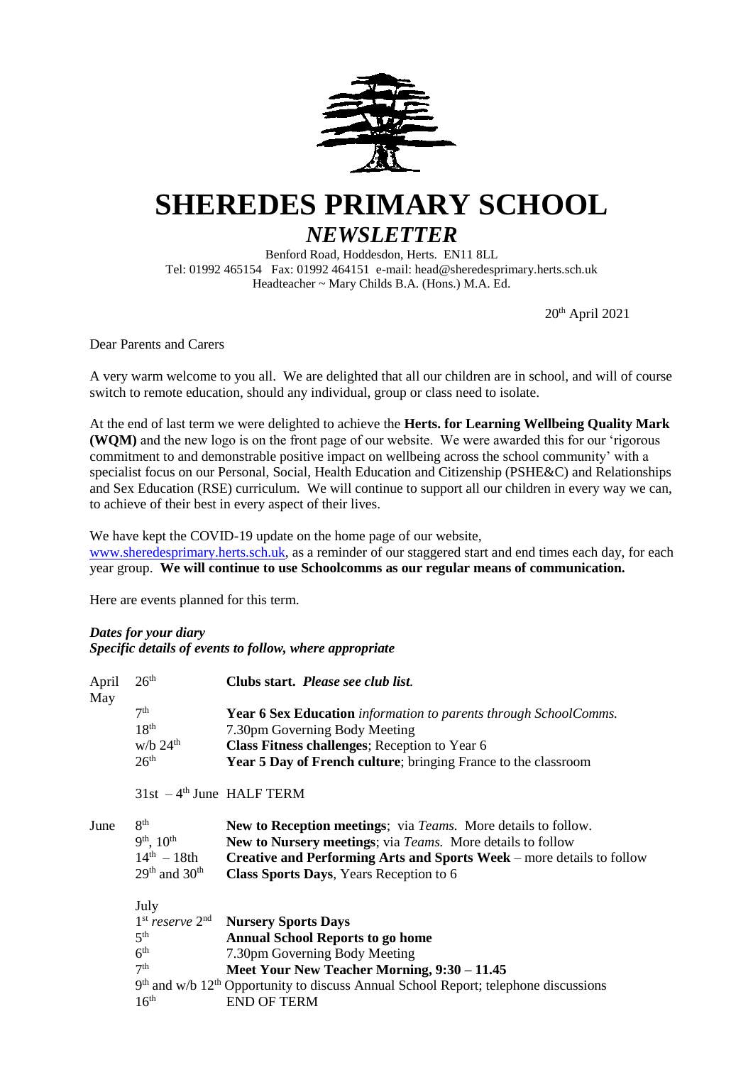# SHEREDES PRIMARY SCHOOL

## *NEWSLETTER*

Benford Road, Hoddesdon, Herts. EN11 8LL
Tel: 01992 465154 Fax: 01992 464151 e-mail: head@sheredesprimary.herts.sch.uk
Headteacher ~ Mary Childs B.A. (Hons.) M.A. Ed.

20th April 2021

Dear Parents and Carers

A very warm welcome to you all. We are delighted that all our children are in school, and will of course switch to remote education, should any individual, group or class need to isolate.

At the end of last term we were delighted to achieve the **Herts. for Learning Wellbeing Quality Mark (WQM)** and the new logo is on the front page of our website. We were awarded this for our 'rigorous commitment to and demonstrable positive impact on wellbeing across the school community' with a specialist focus on our Personal, Social, Health Education and Citizenship (PSHE&C) and Relationships and Sex Education (RSE) curriculum. We will continue to support all our children in every way we can, to achieve of their best in every aspect of their lives.

We have kept the COVID-19 update on the home page of our website, www.sheredesprimary.herts.sch.uk, as a reminder of our staggered start and end times each day, for each year group. **We will continue to use Schoolcomms as our regular means of communication.**

Here are events planned for this term.

***Dates for your diary***
***Specific details of events to follow, where appropriate***

| | | |
|---|---|---|
| April | 26th | **Clubs start.** ***Please see club list.*** |
| May | | |
| | 7th | **Year 6 Sex Education** *information to parents through SchoolComms.* |
| | 18th | 7.30pm Governing Body Meeting |
| | w/b 24th | **Class Fitness challenges**; Reception to Year 6 |
| | 26th | **Year 5 Day of French culture**; bringing France to the classroom |
| | 31st – 4th June | HALF TERM |
| June | 8th | **New to Reception meetings**; via *Teams.* More details to follow. |
| | 9th, 10th | **New to Nursery meetings**; via *Teams.* More details to follow |
| | 14th – 18th | **Creative and Performing Arts and Sports Week** – more details to follow |
| | 29th and 30th | **Class Sports Days**, Years Reception to 6 |
| | July | |
| | 1st *reserve* 2nd | **Nursery Sports Days** |
| | 5th | **Annual School Reports to go home** |
| | 6th | 7.30pm Governing Body Meeting |
| | 7th | **Meet Your New Teacher Morning, 9:30 – 11.45** |
| | 9th and w/b 12th | Opportunity to discuss Annual School Report; telephone discussions |
| | 16th | END OF TERM |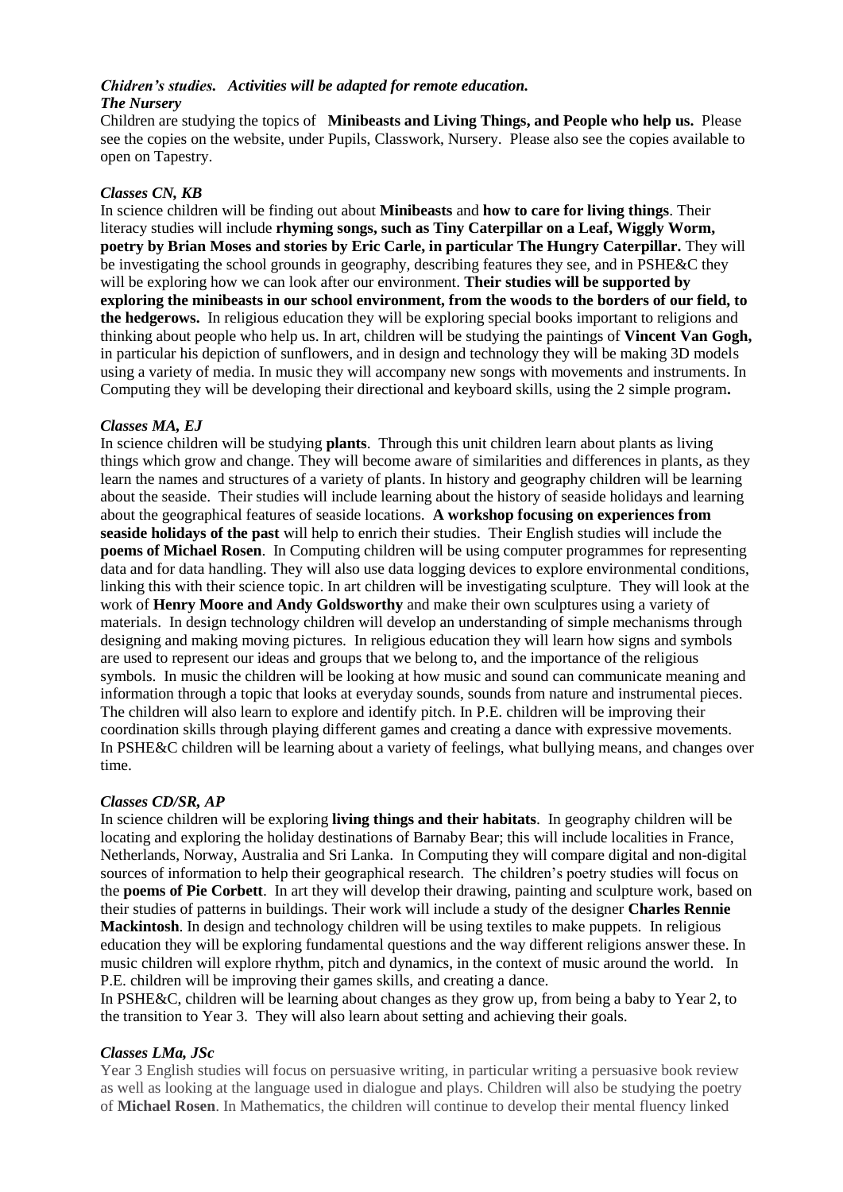***Chidren's studies. Activities will be adapted for remote education.***
***The Nursery***

Children are studying the topics of **Minibeasts and Living Things, and People who help us.** Please see the copies on the website, under Pupils, Classwork, Nursery. Please also see the copies available to open on Tapestry.

***Classes CN, KB***

In science children will be finding out about **Minibeasts** and **how to care for living things**. Their literacy studies will include **rhyming songs, such as Tiny Caterpillar on a Leaf, Wiggly Worm, poetry by Brian Moses and stories by Eric Carle, in particular The Hungry Caterpillar.** They will be investigating the school grounds in geography, describing features they see, and in PSHE&C they will be exploring how we can look after our environment. **Their studies will be supported by exploring the minibeasts in our school environment, from the woods to the borders of our field, to the hedgerows.** In religious education they will be exploring special books important to religions and thinking about people who help us. In art, children will be studying the paintings of **Vincent Van Gogh,** in particular his depiction of sunflowers, and in design and technology they will be making 3D models using a variety of media. In music they will accompany new songs with movements and instruments. In Computing they will be developing their directional and keyboard skills, using the 2 simple program**.**

***Classes MA, EJ***

In science children will be studying **plants**. Through this unit children learn about plants as living things which grow and change. They will become aware of similarities and differences in plants, as they learn the names and structures of a variety of plants. In history and geography children will be learning about the seaside. Their studies will include learning about the history of seaside holidays and learning about the geographical features of seaside locations. **A workshop focusing on experiences from seaside holidays of the past** will help to enrich their studies. Their English studies will include the **poems of Michael Rosen**. In Computing children will be using computer programmes for representing data and for data handling. They will also use data logging devices to explore environmental conditions, linking this with their science topic. In art children will be investigating sculpture. They will look at the work of **Henry Moore and Andy Goldsworthy** and make their own sculptures using a variety of materials. In design technology children will develop an understanding of simple mechanisms through designing and making moving pictures. In religious education they will learn how signs and symbols are used to represent our ideas and groups that we belong to, and the importance of the religious symbols. In music the children will be looking at how music and sound can communicate meaning and information through a topic that looks at everyday sounds, sounds from nature and instrumental pieces. The children will also learn to explore and identify pitch. In P.E. children will be improving their coordination skills through playing different games and creating a dance with expressive movements. In PSHE&C children will be learning about a variety of feelings, what bullying means, and changes over time.

***Classes CD/SR, AP***

In science children will be exploring **living things and their habitats**. In geography children will be locating and exploring the holiday destinations of Barnaby Bear; this will include localities in France, Netherlands, Norway, Australia and Sri Lanka. In Computing they will compare digital and non-digital sources of information to help their geographical research. The children's poetry studies will focus on the **poems of Pie Corbett**. In art they will develop their drawing, painting and sculpture work, based on their studies of patterns in buildings. Their work will include a study of the designer **Charles Rennie Mackintosh**. In design and technology children will be using textiles to make puppets. In religious education they will be exploring fundamental questions and the way different religions answer these. In music children will explore rhythm, pitch and dynamics, in the context of music around the world. In P.E. children will be improving their games skills, and creating a dance.

In PSHE&C, children will be learning about changes as they grow up, from being a baby to Year 2, to the transition to Year 3. They will also learn about setting and achieving their goals.

***Classes LMa, JSc***

Year 3 English studies will focus on persuasive writing, in particular writing a persuasive book review as well as looking at the language used in dialogue and plays. Children will also be studying the poetry of **Michael Rosen**. In Mathematics, the children will continue to develop their mental fluency linked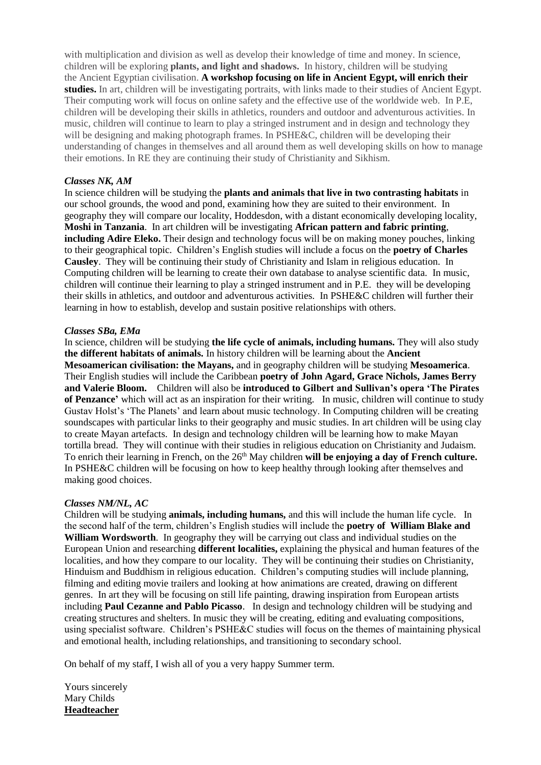with multiplication and division as well as develop their knowledge of time and money. In science, children will be exploring **plants, and light and shadows.** In history, children will be studying the Ancient Egyptian civilisation. **A workshop focusing on life in Ancient Egypt, will enrich their studies.** In art, children will be investigating portraits, with links made to their studies of Ancient Egypt. Their computing work will focus on online safety and the effective use of the worldwide web. In P.E, children will be developing their skills in athletics, rounders and outdoor and adventurous activities. In music, children will continue to learn to play a stringed instrument and in design and technology they will be designing and making photograph frames. In PSHE&C, children will be developing their understanding of changes in themselves and all around them as well developing skills on how to manage their emotions. In RE they are continuing their study of Christianity and Sikhism.

***Classes NK, AM***

In science children will be studying the **plants and animals that live in two contrasting habitats** in our school grounds, the wood and pond, examining how they are suited to their environment. In geography they will compare our locality, Hoddesdon, with a distant economically developing locality, **Moshi in Tanzania**. In art children will be investigating **African pattern and fabric printing**, **including Adire Eleko.** Their design and technology focus will be on making money pouches, linking to their geographical topic. Children's English studies will include a focus on the **poetry of Charles Causley**. They will be continuing their study of Christianity and Islam in religious education. In Computing children will be learning to create their own database to analyse scientific data. In music, children will continue their learning to play a stringed instrument and in P.E. they will be developing their skills in athletics, and outdoor and adventurous activities. In PSHE&C children will further their learning in how to establish, develop and sustain positive relationships with others.

***Classes SBa, EMa***

In science, children will be studying **the life cycle of animals, including humans.** They will also study **the different habitats of animals.** In history children will be learning about the **Ancient Mesoamerican civilisation: the Mayans,** and in geography children will be studying **Mesoamerica**. Their English studies will include the Caribbean **poetry of John Agard, Grace Nichols, James Berry and Valerie Bloom.** Children will also be **introduced to Gilbert and Sullivan's opera 'The Pirates of Penzance'** which will act as an inspiration for their writing. In music, children will continue to study Gustav Holst's 'The Planets' and learn about music technology. In Computing children will be creating soundscapes with particular links to their geography and music studies. In art children will be using clay to create Mayan artefacts. In design and technology children will be learning how to make Mayan tortilla bread. They will continue with their studies in religious education on Christianity and Judaism. To enrich their learning in French, on the 26th May children **will be enjoying a day of French culture.** In PSHE&C children will be focusing on how to keep healthy through looking after themselves and making good choices.

***Classes NM/NL, AC***

Children will be studying **animals, including humans,** and this will include the human life cycle. In the second half of the term, children's English studies will include the **poetry of William Blake and William Wordsworth**. In geography they will be carrying out class and individual studies on the European Union and researching **different localities,** explaining the physical and human features of the localities, and how they compare to our locality. They will be continuing their studies on Christianity, Hinduism and Buddhism in religious education. Children's computing studies will include planning, filming and editing movie trailers and looking at how animations are created, drawing on different genres. In art they will be focusing on still life painting, drawing inspiration from European artists including **Paul Cezanne and Pablo Picasso**. In design and technology children will be studying and creating structures and shelters. In music they will be creating, editing and evaluating compositions, using specialist software. Children's PSHE&C studies will focus on the themes of maintaining physical and emotional health, including relationships, and transitioning to secondary school.

On behalf of my staff, I wish all of you a very happy Summer term.

Yours sincerely
Mary Childs
**Headteacher**